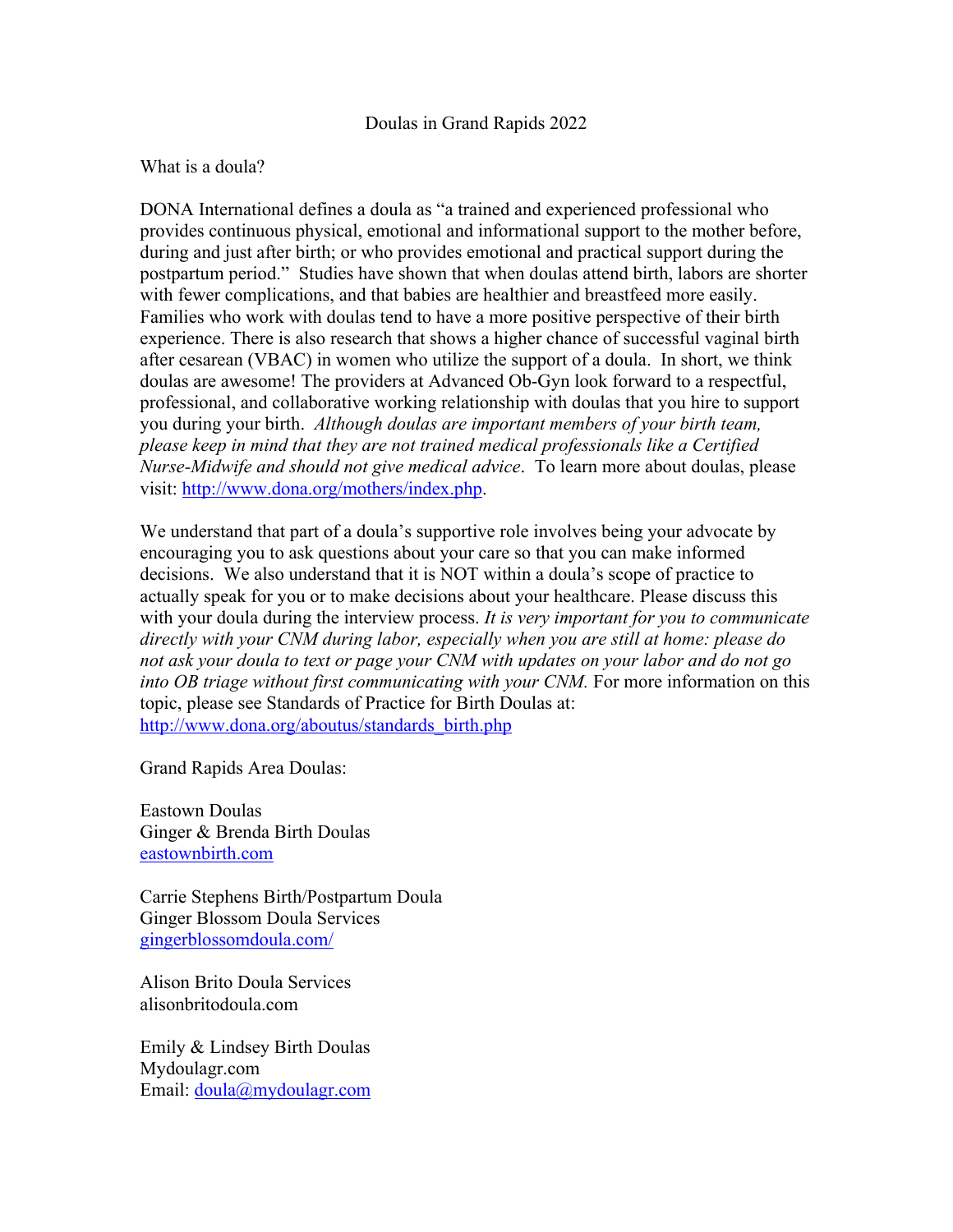# Doulas in Grand Rapids 2022

What is a doula?

DONA International defines a doula as "a trained and experienced professional who provides continuous physical, emotional and informational support to the mother before, during and just after birth; or who provides emotional and practical support during the postpartum period." Studies have shown that when doulas attend birth, labors are shorter with fewer complications, and that babies are healthier and breastfeed more easily. Families who work with doulas tend to have a more positive perspective of their birth experience. There is also research that shows a higher chance of successful vaginal birth after cesarean (VBAC) in women who utilize the support of a doula. In short, we think doulas are awesome! The providers at Advanced Ob-Gyn look forward to a respectful, professional, and collaborative working relationship with doulas that you hire to support you during your birth. *Although doulas are important members of your birth team, please keep in mind that they are not trained medical professionals like a Certified Nurse-Midwife and should not give medical advice*. To learn more about doulas, please visit: [http://www.dona.org/mothers/index.php](http://www.dona.org/mothers/index.php).

We understand that part of a doula's supportive role involves being your advocate by encouraging you to ask questions about your care so that you can make informed decisions. We also understand that it is NOT within a doula's scope of practice to actually speak for you or to make decisions about your healthcare. Please discuss this with your doula during the interview process. *It is very important for you to communicate directly with your CNM during labor, especially when you are still at home: please do not ask your doula to text or page your CNM with updates on your labor and do not go into OB triage without first communicating with your CNM.* For more information on this topic, please see Standards of Practice for Birth Doulas at: [http://www.dona.org/aboutus/standards_birth.php](http://www.dona.org/aboutus/standards_birth.php)

Grand Rapids Area Doulas:

Eastown Doulas
Ginger & Brenda Birth Doulas
[eastownbirth.com](eastownbirth.com)

Carrie Stephens Birth/Postpartum Doula
Ginger Blossom Doula Services
[gingerblossomdoula.com/](gingerblossomdoula.com/)

Alison Brito Doula Services
alisonbritodoula.com

Emily & Lindsey Birth Doulas
Mydoulagr.com
Email: [doula@mydoulagr.com](mailto:doula@mydoulagr.com)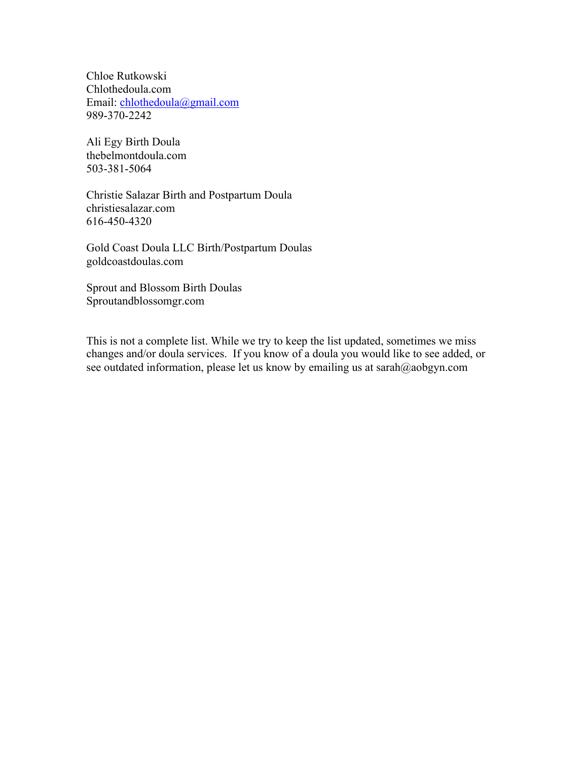Chloe Rutkowski
Chlothedoula.com
Email: chlothedoula@gmail.com
989-370-2242

Ali Egy Birth Doula
thebelmontdoula.com
503-381-5064

Christie Salazar Birth and Postpartum Doula
christiesalazar.com
616-450-4320

Gold Coast Doula LLC Birth/Postpartum Doulas
goldcoastdoulas.com

Sprout and Blossom Birth Doulas
Sproutandblossomgr.com

This is not a complete list. While we try to keep the list updated, sometimes we miss changes and/or doula services. If you know of a doula you would like to see added, or see outdated information, please let us know by emailing us at sarah@aobgyn.com